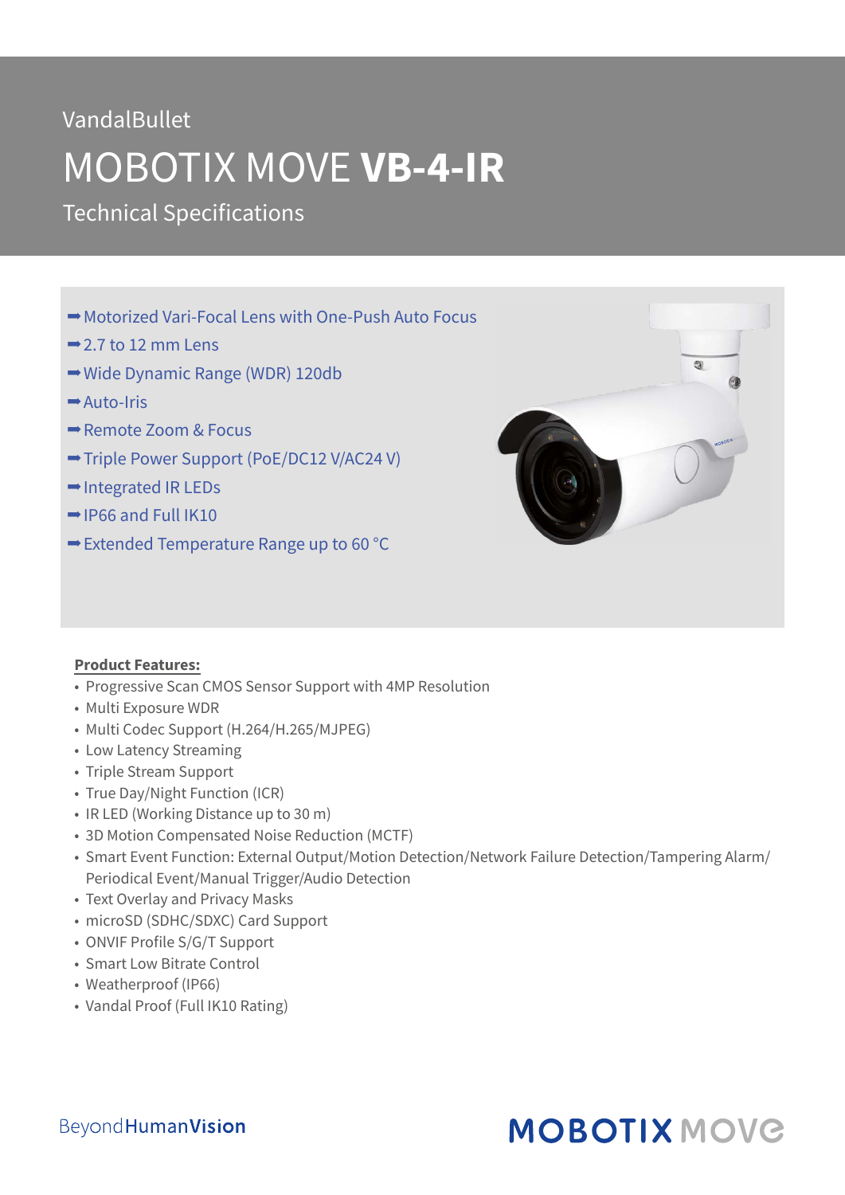VandalBullet

# MOBOTIX MOVE **VB-4-IR**

Technical Specifications

- ➡Motorized Vari-Focal Lens with One-Push Auto Focus
- ➡2.7 to 12 mm Lens
- ➡Wide Dynamic Range (WDR) 120db
- ➡Auto-Iris
- ➡Remote Zoom & Focus
- ➡Triple Power Support (PoE/DC12 V/AC24 V)
- ➡Integrated IR LEDs
- ➡IP66 and Full IK10
- ➡Extended Temperature Range up to 60 °C

**Product Features:**

- Progressive Scan CMOS Sensor Support with 4MP Resolution
- Multi Exposure WDR
- Multi Codec Support (H.264/H.265/MJPEG)
- Low Latency Streaming
- Triple Stream Support
- True Day/Night Function (ICR)
- IR LED (Working Distance up to 30 m)
- 3D Motion Compensated Noise Reduction (MCTF)
- Smart Event Function: External Output/Motion Detection/Network Failure Detection/Tampering Alarm/Periodical Event/Manual Trigger/Audio Detection
- Text Overlay and Privacy Masks
- microSD (SDHC/SDXC) Card Support
- ONVIF Profile S/G/T Support
- Smart Low Bitrate Control
- Weatherproof (IP66)
- Vandal Proof (Full IK10 Rating)

BeyondHumanVision

MOBOTIX MOVE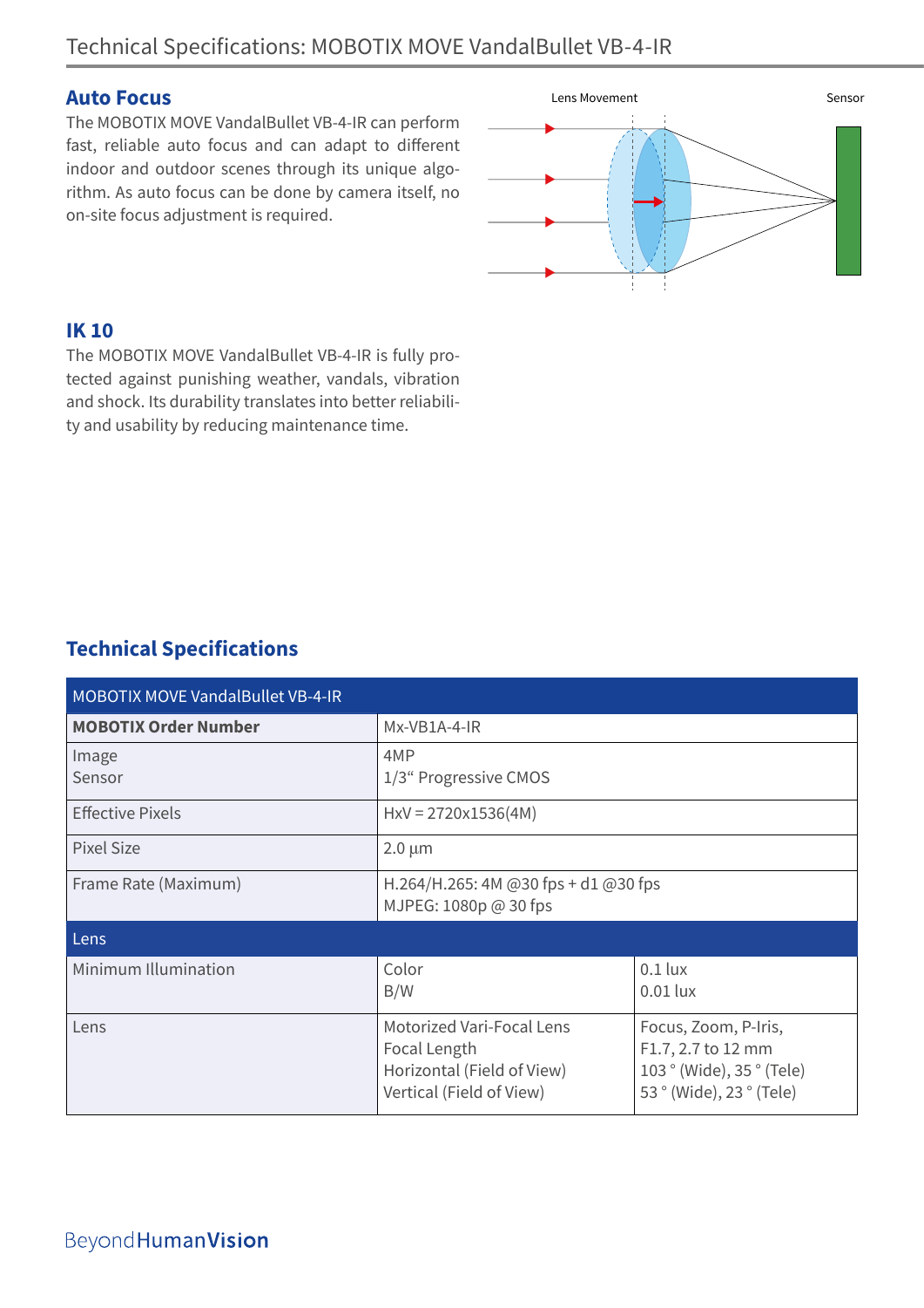## Auto Focus

The MOBOTIX MOVE VandalBullet VB-4-IR can perform fast, reliable auto focus and can adapt to different indoor and outdoor scenes through its unique algorithm. As auto focus can be done by camera itself, no on-site focus adjustment is required.

Lens Movement

Sensor

## IK 10

The MOBOTIX MOVE VandalBullet VB-4-IR is fully protected against punishing weather, vandals, vibration and shock. Its durability translates into better reliability and usability by reducing maintenance time.

## Technical Specifications

| MOBOTIX MOVE VandalBullet VB-4-IR | | |
|---|---|---|
| **MOBOTIX Order Number** | Mx-VB1A-4-IR | |
| Image<br>Sensor | 4MP<br>1/3“ Progressive CMOS | |
| Effective Pixels | HxV = 2720x1536(4M) | |
| Pixel Size | 2.0 µm | |
| Frame Rate (Maximum) | H.264/H.265: 4M @30 fps + d1 @30 fps<br>MJPEG: 1080p @ 30 fps | |
| **Lens** | | |
| Minimum Illumination | Color<br>B/W | 0.1 lux<br>0.01 lux |
| Lens | Motorized Vari-Focal Lens<br>Focal Length<br>Horizontal (Field of View)<br>Vertical (Field of View) | Focus, Zoom, P-Iris,<br>F1.7, 2.7 to 12 mm<br>103 ° (Wide), 35 ° (Tele)<br>53 ° (Wide), 23 ° (Tele) |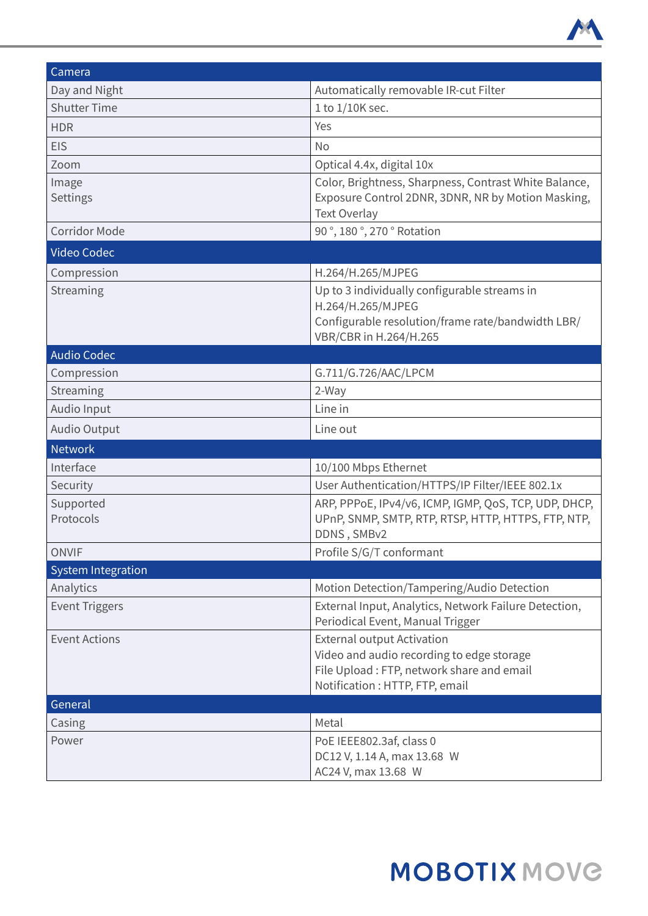| Camera | |
|---|---|
| Day and Night | Automatically removable IR-cut Filter |
| Shutter Time | 1 to 1/10K sec. |
| HDR | Yes |
| EIS | No |
| Zoom | Optical 4.4x, digital 10x |
| Image Settings | Color, Brightness, Sharpness, Contrast White Balance, Exposure Control 2DNR, 3DNR, NR by Motion Masking, Text Overlay |
| Corridor Mode | 90 °, 180 °, 270 ° Rotation |
| **Video Codec** | |
| Compression | H.264/H.265/MJPEG |
| Streaming | Up to 3 individually configurable streams in H.264/H.265/MJPEG<br>Configurable resolution/frame rate/bandwidth LBR/VBR/CBR in H.264/H.265 |
| **Audio Codec** | |
| Compression | G.711/G.726/AAC/LPCM |
| Streaming | 2-Way |
| Audio Input | Line in |
| Audio Output | Line out |
| **Network** | |
| Interface | 10/100 Mbps Ethernet |
| Security | User Authentication/HTTPS/IP Filter/IEEE 802.1x |
| Supported Protocols | ARP, PPPoE, IPv4/v6, ICMP, IGMP, QoS, TCP, UDP, DHCP, UPnP, SNMP, SMTP, RTP, RTSP, HTTP, HTTPS, FTP, NTP, DDNS , SMBv2 |
| ONVIF | Profile S/G/T conformant |
| **System Integration** | |
| Analytics | Motion Detection/Tampering/Audio Detection |
| Event Triggers | External Input, Analytics, Network Failure Detection, Periodical Event, Manual Trigger |
| Event Actions | External output Activation<br>Video and audio recording to edge storage<br>File Upload : FTP, network share and email<br>Notification : HTTP, FTP, email |
| **General** | |
| Casing | Metal |
| Power | PoE IEEE802.3af, class 0<br>DC12 V, 1.14 A, max 13.68 W<br>AC24 V, max 13.68 W |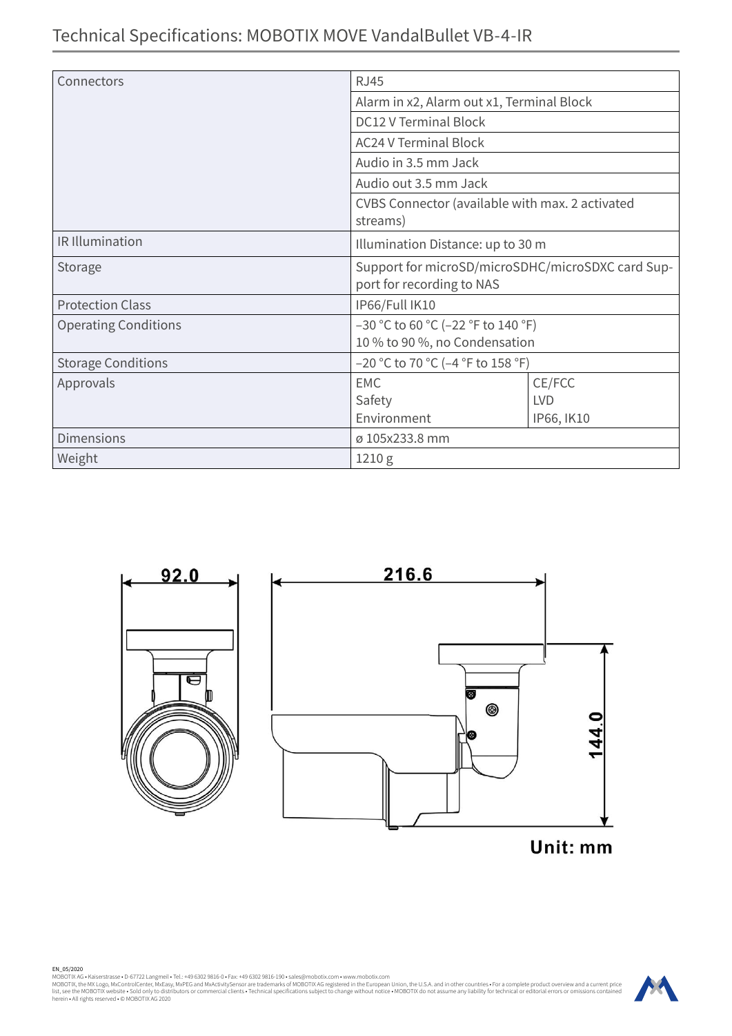# Technical Specifications: MOBOTIX MOVE VandalBullet VB-4-IR

| | | |
|---|---|---|
| Connectors | RJ45 | |
| | Alarm in x2, Alarm out x1, Terminal Block | |
| | DC12 V Terminal Block | |
| | AC24 V Terminal Block | |
| | Audio in 3.5 mm Jack | |
| | Audio out 3.5 mm Jack | |
| | CVBS Connector (available with max. 2 activated streams) | |
| IR Illumination | Illumination Distance: up to 30 m | |
| Storage | Support for microSD/microSDHC/microSDXC card Support for recording to NAS | |
| Protection Class | IP66/Full IK10 | |
| Operating Conditions | −30 °C to 60 °C (−22 °F to 140 °F)<br>10 % to 90 %, no Condensation | |
| Storage Conditions | −20 °C to 70 °C (−4 °F to 158 °F) | |
| Approvals | EMC<br>Safety<br>Environment | CE/FCC<br>LVD<br>IP66, IK10 |
| Dimensions | ø 105x233.8 mm | |
| Weight | 1210 g | |

92.0

216.6

144.0

Unit: mm

EN_05/2020
MOBOTIX AG • Kaiserstrasse • D-67722 Langmeil • Tel.: +49 6302 9816-0 • Fax: +49 6302 9816-190 • sales@mobotix.com • www.mobotix.com
MOBOTIX, the MX Logo, MxControlCenter, MxEasy, MxPEG and MxActivitySensor are trademarks of MOBOTIX AG registered in the European Union, the U.S.A. and in other countries • For a complete product overview and a current price list, see the MOBOTIX website • Sold only to distributors or commercial clients • Technical specifications subject to change without notice • MOBOTIX do not assume any liability for technical or editorial errors or omissions contained herein • All rights reserved • © MOBOTIX AG 2020